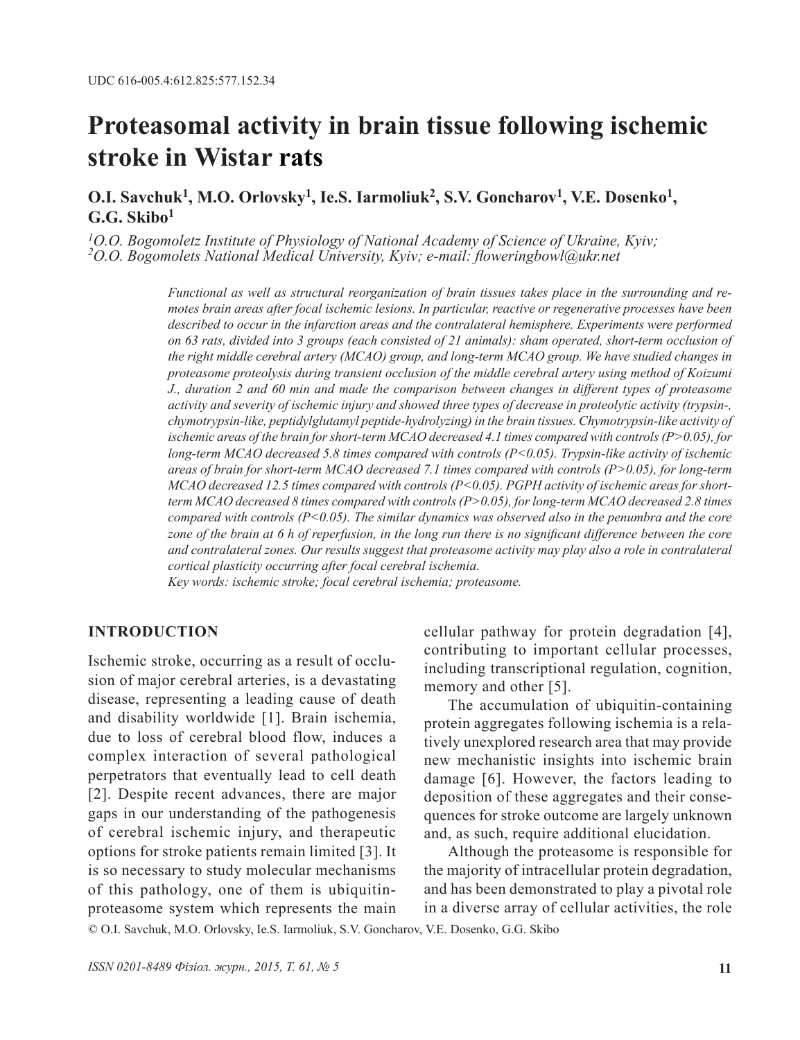UDC 616-005.4:612.825:577.152.34

# Proteasomal activity in brain tissue following ischemic stroke in Wistar rats

**O.I. Savchuk[1], M.O. Orlovsky[1], Ie.S. Iarmoliuk[2], S.V. Goncharov[1], V.E. Dosenko[1], G.G. Skibo[1]**

*[1]O.O. Bogomoletz Institute of Physiology of National Academy of Science of Ukraine, Kyiv;*
*[2]O.O. Bogomolets National Medical University, Kyiv; e-mail: floweringbowl@ukr.net*

*Functional as well as structural reorganization of brain tissues takes place in the surrounding and remotes brain areas after focal ischemic lesions. In particular, reactive or regenerative processes have been described to occur in the infarction areas and the contralateral hemisphere. Experiments were performed on 63 rats, divided into 3 groups (each consisted of 21 animals): sham operated, short-term occlusion of the right middle cerebral artery (MCAO) group, and long-term MCAO group. We have studied changes in proteasome proteolysis during transient occlusion of the middle cerebral artery using method of Koizumi J., duration 2 and 60 min and made the comparison between changes in different types of proteasome activity and severity of ischemic injury and showed three types of decrease in proteolytic activity (trypsin-, chymotrypsin-like, peptidylglutamyl peptide-hydrolyzing) in the brain tissues. Chymotrypsin-like activity of ischemic areas of the brain for short-term MCAO decreased 4.1 times compared with controls ($P>0.05$), for long-term MCAO decreased 5.8 times compared with controls ($P<0.05$). Trypsin-like activity of ischemic areas of brain for short-term MCAO decreased 7.1 times compared with controls ($P>0.05$), for long-term MCAO decreased 12.5 times compared with controls ($P<0.05$). PGPH activity of ischemic areas for short-term MCAO decreased 8 times compared with controls ($P>0.05$), for long-term MCAO decreased 2.8 times compared with controls ($P<0.05$). The similar dynamics was observed also in the penumbra and the core zone of the brain at 6 h of reperfusion, in the long run there is no significant difference between the core and contralateral zones. Our results suggest that proteasome activity may play also a role in contralateral cortical plasticity occurring after focal cerebral ischemia.*
*Key words: ischemic stroke; focal cerebral ischemia; proteasome.*

## INTRODUCTION

Ischemic stroke, occurring as a result of occlusion of major cerebral arteries, is a devastating disease, representing a leading cause of death and disability worldwide [1]. Brain ischemia, due to loss of cerebral blood flow, induces a complex interaction of several pathological perpetrators that eventually lead to cell death [2]. Despite recent advances, there are major gaps in our understanding of the pathogenesis of cerebral ischemic injury, and therapeutic options for stroke patients remain limited [3]. It is so necessary to study molecular mechanisms of this pathology, one of them is ubiquitin-proteasome system which represents the main cellular pathway for protein degradation [4], contributing to important cellular processes, including transcriptional regulation, cognition, memory and other [5].

The accumulation of ubiquitin-containing protein aggregates following ischemia is a relatively unexplored research area that may provide new mechanistic insights into ischemic brain damage [6]. However, the factors leading to deposition of these aggregates and their consequences for stroke outcome are largely unknown and, as such, require additional elucidation.

Although the proteasome is responsible for the majority of intracellular protein degradation, and has been demonstrated to play a pivotal role in a diverse array of cellular activities, the role

© O.I. Savchuk, M.O. Orlovsky, Ie.S. Iarmoliuk, S.V. Goncharov, V.E. Dosenko, G.G. Skibo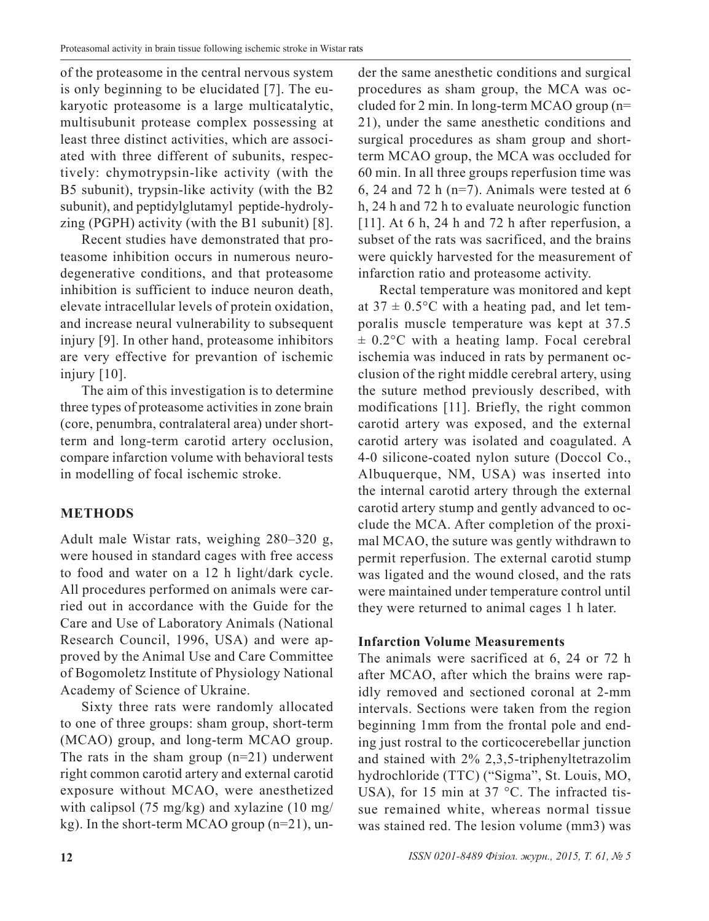of the proteasome in the central nervous system is only beginning to be elucidated [7]. The eukaryotic proteasome is a large multicatalytic, multisubunit protease complex possessing at least three distinct activities, which are associated with three different of subunits, respectively: chymotrypsin-like activity (with the B5 subunit), trypsin-like activity (with the B2 subunit), and peptidylglutamyl peptide-hydrolyzing (PGPH) activity (with the B1 subunit) [8].

Recent studies have demonstrated that proteasome inhibition occurs in numerous neurodegenerative conditions, and that proteasome inhibition is sufficient to induce neuron death, elevate intracellular levels of protein oxidation, and increase neural vulnerability to subsequent injury [9]. In other hand, proteasome inhibitors are very effective for prevantion of ischemic injury [10].

The aim of this investigation is to determine three types of proteasome activities in zone brain (core, penumbra, contralateral area) under short-term and long-term carotid artery occlusion, compare infarction volume with behavioral tests in modelling of focal ischemic stroke.

## METHODS

Adult male Wistar rats, weighing 280–320 g, were housed in standard cages with free access to food and water on a 12 h light/dark cycle. All procedures performed on animals were carried out in accordance with the Guide for the Care and Use of Laboratory Animals (National Research Council, 1996, USA) and were approved by the Animal Use and Care Committee of Bogomoletz Institute of Physiology National Academy of Science of Ukraine.

Sixty three rats were randomly allocated to one of three groups: sham group, short-term (MCAO) group, and long-term MCAO group. The rats in the sham group (n=21) underwent right common carotid artery and external carotid exposure without MCAO, were anesthetized with calipsol (75 mg/kg) and xylazine (10 mg/kg). In the short-term MCAO group (n=21), under the same anesthetic conditions and surgical procedures as sham group, the MCA was occluded for 2 min. In long-term MCAO group (n=21), under the same anesthetic conditions and surgical procedures as sham group and short-term MCAO group, the MCA was occluded for 60 min. In all three groups reperfusion time was 6, 24 and 72 h (n=7). Animals were tested at 6 h, 24 h and 72 h to evaluate neurologic function [11]. At 6 h, 24 h and 72 h after reperfusion, a subset of the rats was sacrificed, and the brains were quickly harvested for the measurement of infarction ratio and proteasome activity.

Rectal temperature was monitored and kept at 37 ± 0.5°C with a heating pad, and let temporalis muscle temperature was kept at 37.5 ± 0.2°C with a heating lamp. Focal cerebral ischemia was induced in rats by permanent occlusion of the right middle cerebral artery, using the suture method previously described, with modifications [11]. Briefly, the right common carotid artery was exposed, and the external carotid artery was isolated and coagulated. A 4-0 silicone-coated nylon suture (Doccol Co., Albuquerque, NM, USA) was inserted into the internal carotid artery through the external carotid artery stump and gently advanced to occlude the MCA. After completion of the proximal MCAO, the suture was gently withdrawn to permit reperfusion. The external carotid stump was ligated and the wound closed, and the rats were maintained under temperature control until they were returned to animal cages 1 h later.

### Infarction Volume Measurements

The animals were sacrificed at 6, 24 or 72 h after MCAO, after which the brains were rapidly removed and sectioned coronal at 2-mm intervals. Sections were taken from the region beginning 1mm from the frontal pole and ending just rostral to the corticocerebellar junction and stained with 2% 2,3,5-triphenyltetrazolim hydrochloride (TTC) ("Sigma", St. Louis, MO, USA), for 15 min at 37 °C. The infracted tissue remained white, whereas normal tissue was stained red. The lesion volume ($mm^3$) was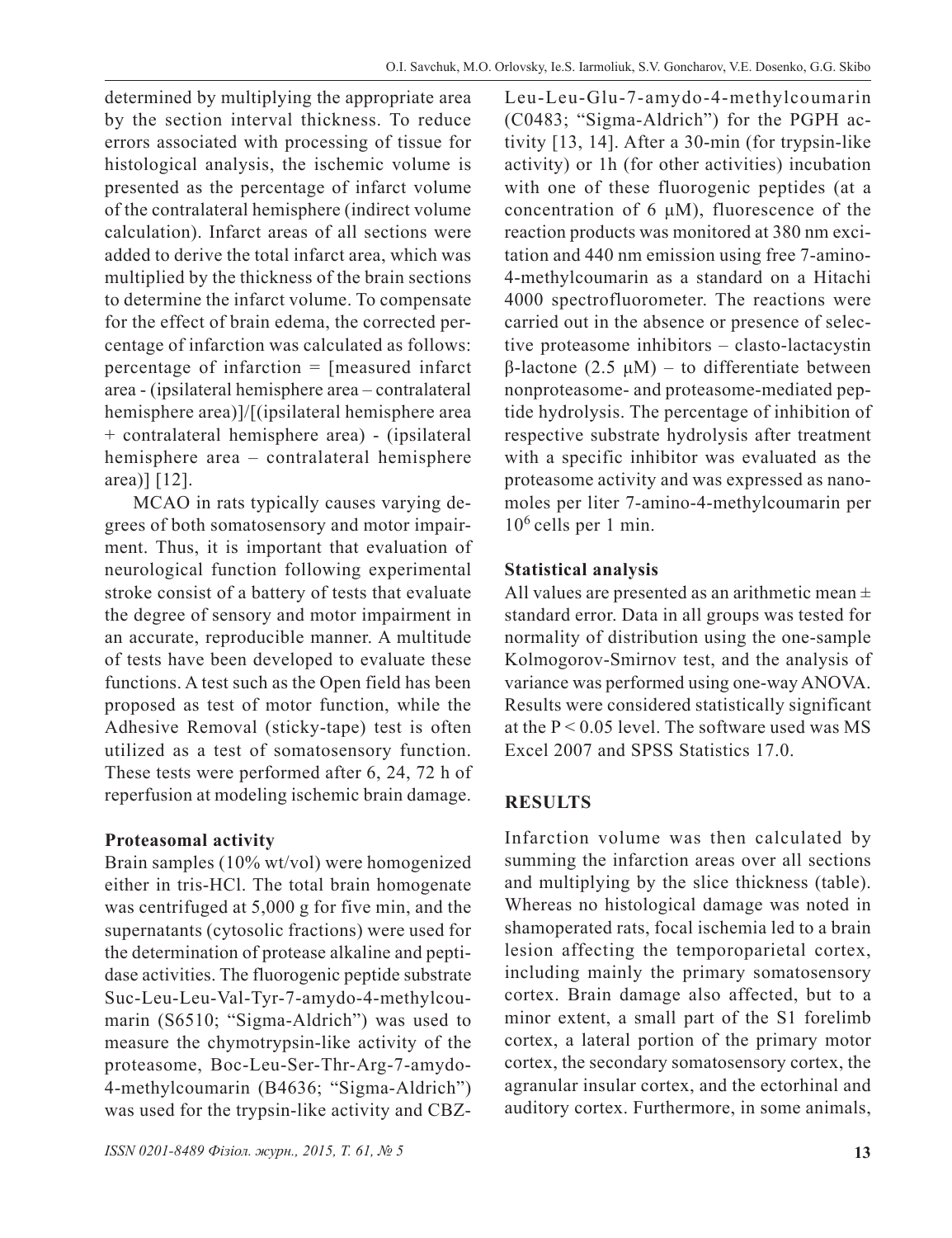determined by multiplying the appropriate area by the section interval thickness. To reduce errors associated with processing of tissue for histological analysis, the ischemic volume is presented as the percentage of infarct volume of the contralateral hemisphere (indirect volume calculation). Infarct areas of all sections were added to derive the total infarct area, which was multiplied by the thickness of the brain sections to determine the infarct volume. To compensate for the effect of brain edema, the corrected percentage of infarction was calculated as follows: percentage of infarction = [measured infarct area - (ipsilateral hemisphere area – contralateral hemisphere area)]/[(ipsilateral hemisphere area + contralateral hemisphere area) - (ipsilateral hemisphere area – contralateral hemisphere area)] [12].

MCAO in rats typically causes varying degrees of both somatosensory and motor impairment. Thus, it is important that evaluation of neurological function following experimental stroke consist of a battery of tests that evaluate the degree of sensory and motor impairment in an accurate, reproducible manner. A multitude of tests have been developed to evaluate these functions. A test such as the Open field has been proposed as test of motor function, while the Adhesive Removal (sticky-tape) test is often utilized as a test of somatosensory function. These tests were performed after 6, 24, 72 h of reperfusion at modeling ischemic brain damage.

**Proteasomal activity**

Brain samples (10% wt/vol) were homogenized either in tris-HCl. The total brain homogenate was centrifuged at 5,000 g for five min, and the supernatants (cytosolic fractions) were used for the determination of protease alkaline and peptidase activities. The fluorogenic peptide substrate Suc-Leu-Leu-Val-Tyr-7-amydo-4-methylcoumarin (S6510; "Sigma-Aldrich") was used to measure the chymotrypsin-like activity of the proteasome, Boc-Leu-Ser-Thr-Arg-7-amydo-4-methylcoumarin (B4636; "Sigma-Aldrich") was used for the trypsin-like activity and CBZ-Leu-Leu-Glu-7-amydo-4-methylcoumarin (C0483; "Sigma-Aldrich") for the PGPH activity [13, 14]. After a 30-min (for trypsin-like activity) or 1h (for other activities) incubation with one of these fluorogenic peptides (at a concentration of 6 μM), fluorescence of the reaction products was monitored at 380 nm excitation and 440 nm emission using free 7-amino-4-methylcoumarin as a standard on a Hitachi 4000 spectrofluorometer. The reactions were carried out in the absence or presence of selective proteasome inhibitors – clasto-lactacystin β-lactone (2.5 μM) – to differentiate between nonproteasome- and proteasome-mediated peptide hydrolysis. The percentage of inhibition of respective substrate hydrolysis after treatment with a specific inhibitor was evaluated as the proteasome activity and was expressed as nanomoles per liter 7-amino-4-methylcoumarin per $10^6$ cells per 1 min.

**Statistical analysis**

All values are presented as an arithmetic mean ± standard error. Data in all groups was tested for normality of distribution using the one-sample Kolmogorov-Smirnov test, and the analysis of variance was performed using one-way ANOVA. Results were considered statistically significant at the $P < 0.05$ level. The software used was MS Excel 2007 and SPSS Statistics 17.0.

## RESULTS

Infarction volume was then calculated by summing the infarction areas over all sections and multiplying by the slice thickness (table). Whereas no histological damage was noted in shamoperated rats, focal ischemia led to a brain lesion affecting the temporoparietal cortex, including mainly the primary somatosensory cortex. Brain damage also affected, but to a minor extent, a small part of the S1 forelimb cortex, a lateral portion of the primary motor cortex, the secondary somatosensory cortex, the agranular insular cortex, and the ectorhinal and auditory cortex. Furthermore, in some animals,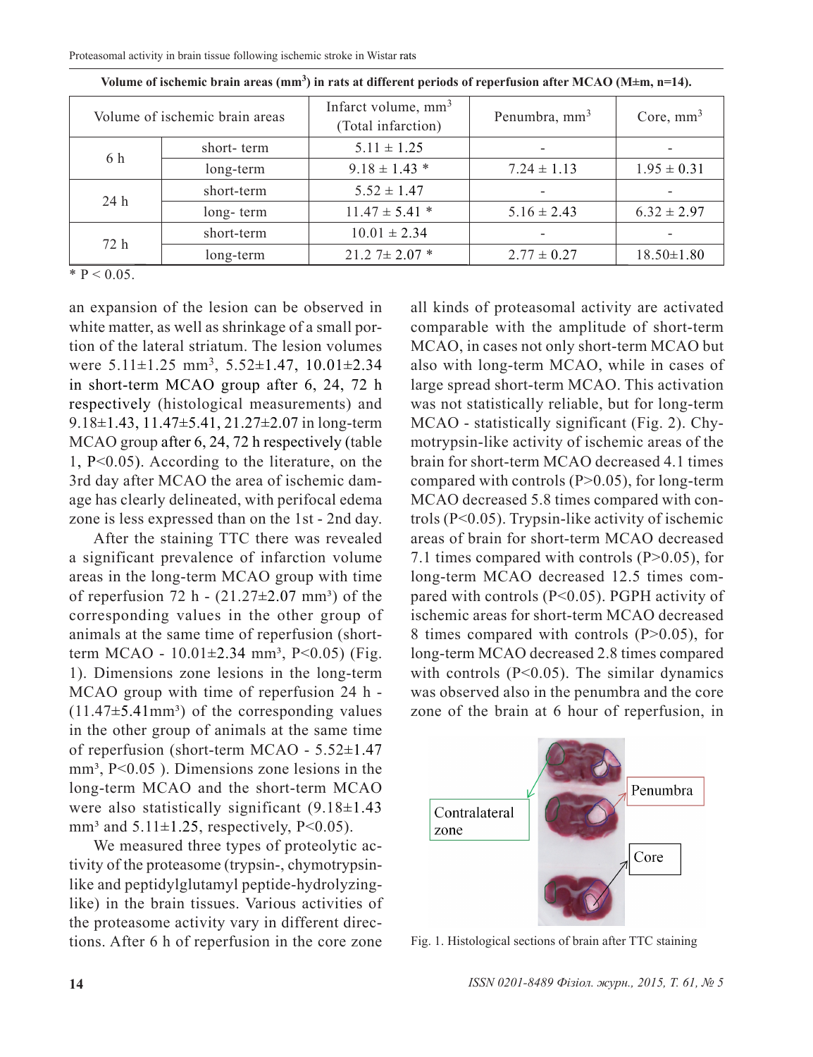**Volume of ischemic brain areas ($mm^3$) in rats at different periods of reperfusion after MCAO (M±m, n=14).**

| Volume of ischemic brain areas | | Infarct volume, $mm^3$ (Total infarction) | Penumbra, $mm^3$ | Core, $mm^3$ |
|---|---|---|---|---|
| 6 h | short- term | 5.11 ± 1.25 | - | - |
| | long-term | 9.18 ± 1.43 * | 7.24 ± 1.13 | 1.95 ± 0.31 |
| 24 h | short-term | 5.52 ± 1.47 | - | - |
| | long- term | 11.47 ± 5.41 * | 5.16 ± 2.43 | 6.32 ± 2.97 |
| 72 h | short-term | 10.01 ± 2.34 | - | - |
| | long-term | 21.2 7± 2.07 * | 2.77 ± 0.27 | 18.50±1.80 |

* P < 0.05.

an expansion of the lesion can be observed in white matter, as well as shrinkage of a small portion of the lateral striatum. The lesion volumes were 5.11±1.25 $mm^3$, 5.52±1.47, 10.01±2.34 in short-term MCAO group after 6, 24, 72 h respectively (histological measurements) and 9.18±1.43, 11.47±5.41, 21.27±2.07 in long-term MCAO group after 6, 24, 72 h respectively (table 1, P<0.05). According to the literature, on the 3rd day after MCAO the area of ischemic damage has clearly delineated, with perifocal edema zone is less expressed than on the 1st - 2nd day.

After the staining TTC there was revealed a significant prevalence of infarction volume areas in the long-term MCAO group with time of reperfusion 72 h - (21.27±2.07 $mm^3$) of the corresponding values in the other group of animals at the same time of reperfusion (short-term MCAO - 10.01±2.34 $mm^3$, P<0.05) (Fig. 1). Dimensions zone lesions in the long-term MCAO group with time of reperfusion 24 h - (11.47±5.41$mm^3$) of the corresponding values in the other group of animals at the same time of reperfusion (short-term MCAO - 5.52±1.47 $mm^3$, P<0.05 ). Dimensions zone lesions in the long-term MCAO and the short-term MCAO were also statistically significant (9.18±1.43 $mm^3$ and 5.11±1.25, respectively, P<0.05).

We measured three types of proteolytic activity of the proteasome (trypsin-, chymotrypsin-like and peptidylglutamyl peptide-hydrolyzing-like) in the brain tissues. Various activities of the proteasome activity vary in different directions. After 6 h of reperfusion in the core zone all kinds of proteasomal activity are activated comparable with the amplitude of short-term MCAO, in cases not only short-term MCAO but also with long-term MCAO, while in cases of large spread short-term MCAO. This activation was not statistically reliable, but for long-term MCAO - statistically significant (Fig. 2). Chymotrypsin-like activity of ischemic areas of the brain for short-term MCAO decreased 4.1 times compared with controls (P>0.05), for long-term MCAO decreased 5.8 times compared with controls (P<0.05). Trypsin-like activity of ischemic areas of brain for short-term MCAO decreased 7.1 times compared with controls (P>0.05), for long-term MCAO decreased 12.5 times compared with controls (P<0.05). PGPH activity of ischemic areas for short-term MCAO decreased 8 times compared with controls (P>0.05), for long-term MCAO decreased 2.8 times compared with controls (P<0.05). The similar dynamics was observed also in the penumbra and the core zone of the brain at 6 hour of reperfusion, in

Contralateral zone

Penumbra

Core

Fig. 1. Histological sections of brain after TTC staining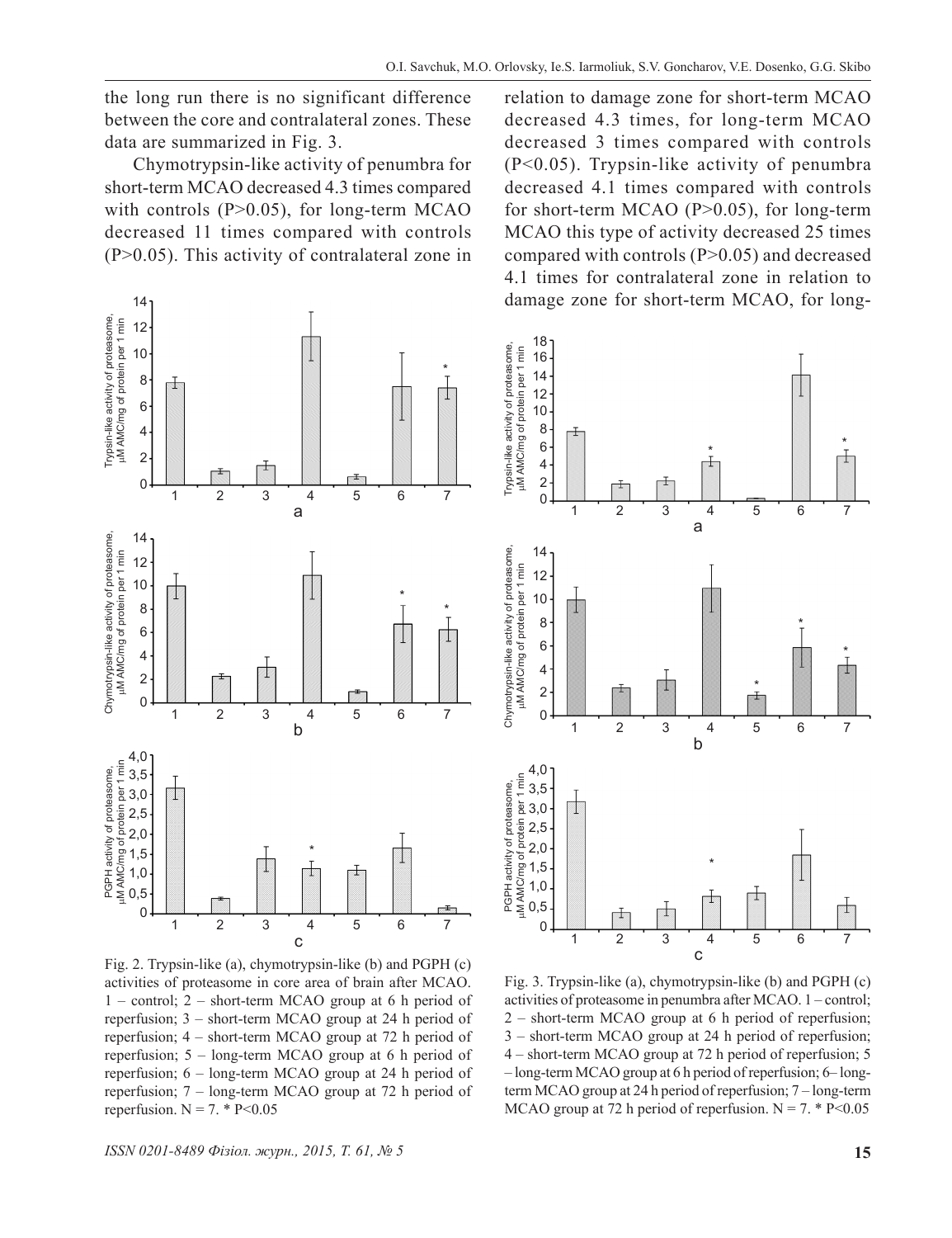the long run there is no significant difference between the core and contralateral zones. These data are summarized in Fig. 3.

Chymotrypsin-like activity of penumbra for short-term MCAO decreased 4.3 times compared with controls ($P>0.05$), for long-term MCAO decreased 11 times compared with controls ($P>0.05$). This activity of contralateral zone in relation to damage zone for short-term MCAO decreased 4.3 times, for long-term MCAO decreased 3 times compared with controls ($P<0.05$). Trypsin-like activity of penumbra decreased 4.1 times compared with controls for short-term MCAO ($P>0.05$), for long-term MCAO this type of activity decreased 25 times compared with controls ($P>0.05$) and decreased 4.1 times for contralateral zone in relation to damage zone for short-term MCAO, for long-

Fig. 2. Trypsin-like (a), chymotrypsin-like (b) and PGPH (c) activities of proteasome in core area of brain after MCAO. 1 – control; 2 – short-term MCAO group at 6 h period of reperfusion; 3 – short-term MCAO group at 24 h period of reperfusion; 4 – short-term MCAO group at 72 h period of reperfusion; 5 – long-term MCAO group at 6 h period of reperfusion; 6 – long-term MCAO group at 24 h period of reperfusion; 7 – long-term MCAO group at 72 h period of reperfusion. N = 7. * $P<0.05$

Fig. 3. Trypsin-like (a), chymotrypsin-like (b) and PGPH (c) activities of proteasome in penumbra after MCAO. 1 – control; 2 – short-term MCAO group at 6 h period of reperfusion; 3 – short-term MCAO group at 24 h period of reperfusion; 4 – short-term MCAO group at 72 h period of reperfusion; 5 – long-term MCAO group at 6 h period of reperfusion; 6– long-term MCAO group at 24 h period of reperfusion; 7 – long-term MCAO group at 72 h period of reperfusion. N = 7. * $P<0.05$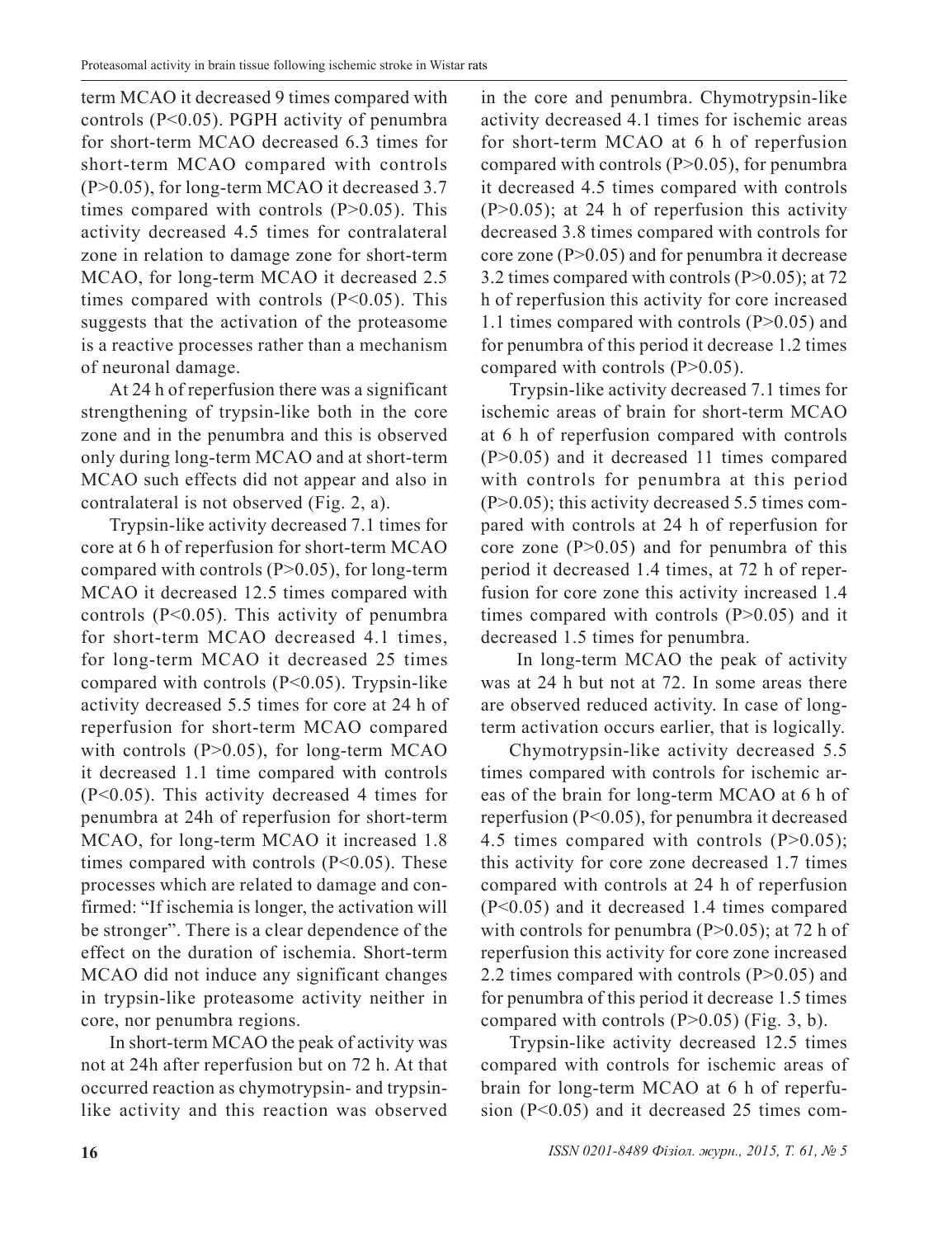term MCAO it decreased 9 times compared with controls ($P<0.05$). PGPH activity of penumbra for short-term MCAO decreased 6.3 times for short-term MCAO compared with controls ($P>0.05$), for long-term MCAO it decreased 3.7 times compared with controls ($P>0.05$). This activity decreased 4.5 times for contralateral zone in relation to damage zone for short-term MCAO, for long-term MCAO it decreased 2.5 times compared with controls ($P<0.05$). This suggests that the activation of the proteasome is a reactive processes rather than a mechanism of neuronal damage.

At 24 h of reperfusion there was a significant strengthening of trypsin-like both in the core zone and in the penumbra and this is observed only during long-term MCAO and at short-term MCAO such effects did not appear and also in contralateral is not observed (Fig. 2, a).

Trypsin-like activity decreased 7.1 times for core at 6 h of reperfusion for short-term MCAO compared with controls ($P>0.05$), for long-term MCAO it decreased 12.5 times compared with controls ($P<0.05$). This activity of penumbra for short-term MCAO decreased 4.1 times, for long-term MCAO it decreased 25 times compared with controls ($P<0.05$). Trypsin-like activity decreased 5.5 times for core at 24 h of reperfusion for short-term MCAO compared with controls ($P>0.05$), for long-term MCAO it decreased 1.1 time compared with controls ($P<0.05$). This activity decreased 4 times for penumbra at 24h of reperfusion for short-term MCAO, for long-term MCAO it increased 1.8 times compared with controls ($P<0.05$). These processes which are related to damage and confirmed: "If ischemia is longer, the activation will be stronger". There is a clear dependence of the effect on the duration of ischemia. Short-term MCAO did not induce any significant changes in trypsin-like proteasome activity neither in core, nor penumbra regions.

In short-term MCAO the peak of activity was not at 24h after reperfusion but on 72 h. At that occurred reaction as chymotrypsin- and trypsin-like activity and this reaction was observed in the core and penumbra. Chymotrypsin-like activity decreased 4.1 times for ischemic areas for short-term MCAO at 6 h of reperfusion compared with controls ($P>0.05$), for penumbra it decreased 4.5 times compared with controls ($P>0.05$); at 24 h of reperfusion this activity decreased 3.8 times compared with controls for core zone ($P>0.05$) and for penumbra it decrease 3.2 times compared with controls ($P>0.05$); at 72 h of reperfusion this activity for core increased 1.1 times compared with controls ($P>0.05$) and for penumbra of this period it decrease 1.2 times compared with controls ($P>0.05$).

Trypsin-like activity decreased 7.1 times for ischemic areas of brain for short-term MCAO at 6 h of reperfusion compared with controls ($P>0.05$) and it decreased 11 times compared with controls for penumbra at this period ($P>0.05$); this activity decreased 5.5 times compared with controls at 24 h of reperfusion for core zone ($P>0.05$) and for penumbra of this period it decreased 1.4 times, at 72 h of reperfusion for core zone this activity increased 1.4 times compared with controls ($P>0.05$) and it decreased 1.5 times for penumbra.

In long-term MCAO the peak of activity was at 24 h but not at 72. In some areas there are observed reduced activity. In case of long-term activation occurs earlier, that is logically.

Chymotrypsin-like activity decreased 5.5 times compared with controls for ischemic areas of the brain for long-term MCAO at 6 h of reperfusion ($P<0.05$), for penumbra it decreased 4.5 times compared with controls ($P>0.05$); this activity for core zone decreased 1.7 times compared with controls at 24 h of reperfusion ($P<0.05$) and it decreased 1.4 times compared with controls for penumbra ($P>0.05$); at 72 h of reperfusion this activity for core zone increased 2.2 times compared with controls ($P>0.05$) and for penumbra of this period it decrease 1.5 times compared with controls ($P>0.05$) (Fig. 3, b).

Trypsin-like activity decreased 12.5 times compared with controls for ischemic areas of brain for long-term MCAO at 6 h of reperfusion ($P<0.05$) and it decreased 25 times com-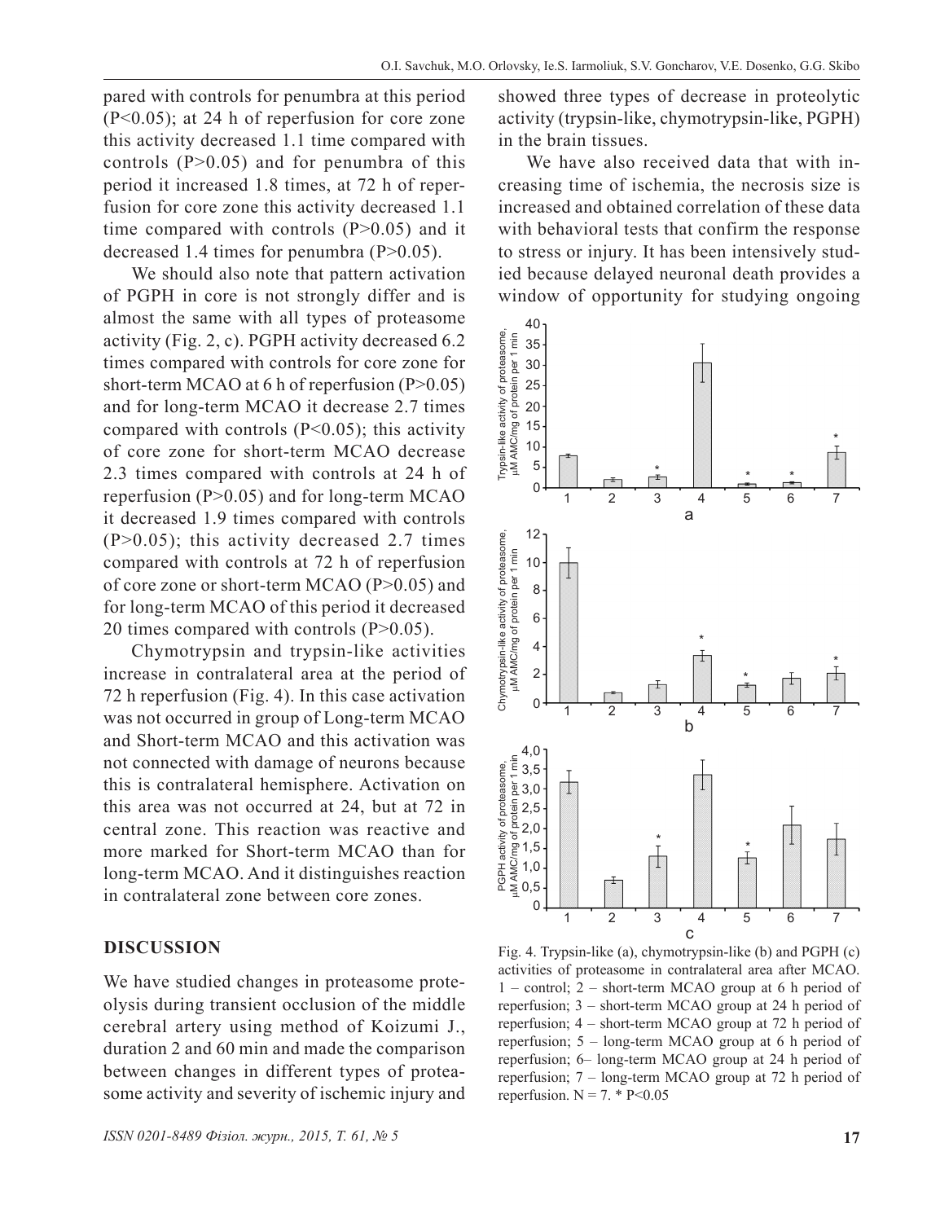pared with controls for penumbra at this period ($P<0.05$); at 24 h of reperfusion for core zone this activity decreased 1.1 time compared with controls ($P>0.05$) and for penumbra of this period it increased 1.8 times, at 72 h of reperfusion for core zone this activity decreased 1.1 time compared with controls ($P>0.05$) and it decreased 1.4 times for penumbra ($P>0.05$).

We should also note that pattern activation of PGPH in core is not strongly differ and is almost the same with all types of proteasome activity (Fig. 2, c). PGPH activity decreased 6.2 times compared with controls for core zone for short-term MCAO at 6 h of reperfusion ($P>0.05$) and for long-term MCAO it decrease 2.7 times compared with controls ($P<0.05$); this activity of core zone for short-term MCAO decrease 2.3 times compared with controls at 24 h of reperfusion ($P>0.05$) and for long-term MCAO it decreased 1.9 times compared with controls ($P>0.05$); this activity decreased 2.7 times compared with controls at 72 h of reperfusion of core zone or short-term MCAO ($P>0.05$) and for long-term MCAO of this period it decreased 20 times compared with controls ($P>0.05$).

Chymotrypsin and trypsin-like activities increase in contralateral area at the period of 72 h reperfusion (Fig. 4). In this case activation was not occurred in group of Long-term MCAO and Short-term MCAO and this activation was not connected with damage of neurons because this is contralateral hemisphere. Activation on this area was not occurred at 24, but at 72 in central zone. This reaction was reactive and more marked for Short-term MCAO than for long-term MCAO. And it distinguishes reaction in contralateral zone between core zones.

## DISCUSSION

We have studied changes in proteasome proteolysis during transient occlusion of the middle cerebral artery using method of Koizumi J., duration 2 and 60 min and made the comparison between changes in different types of proteasome activity and severity of ischemic injury and showed three types of decrease in proteolytic activity (trypsin-like, chymotrypsin-like, PGPH) in the brain tissues.

We have also received data that with increasing time of ischemia, the necrosis size is increased and obtained correlation of these data with behavioral tests that confirm the response to stress or injury. It has been intensively studied because delayed neuronal death provides a window of opportunity for studying ongoing

Fig. 4. Trypsin-like (a), chymotrypsin-like (b) and PGPH (c) activities of proteasome in contralateral area after MCAO. 1 – control; 2 – short-term MCAO group at 6 h period of reperfusion; 3 – short-term MCAO group at 24 h period of reperfusion; 4 – short-term MCAO group at 72 h period of reperfusion; 5 – long-term MCAO group at 6 h period of reperfusion; 6– long-term MCAO group at 24 h period of reperfusion; 7 – long-term MCAO group at 72 h period of reperfusion. N = 7. * $P<0.05$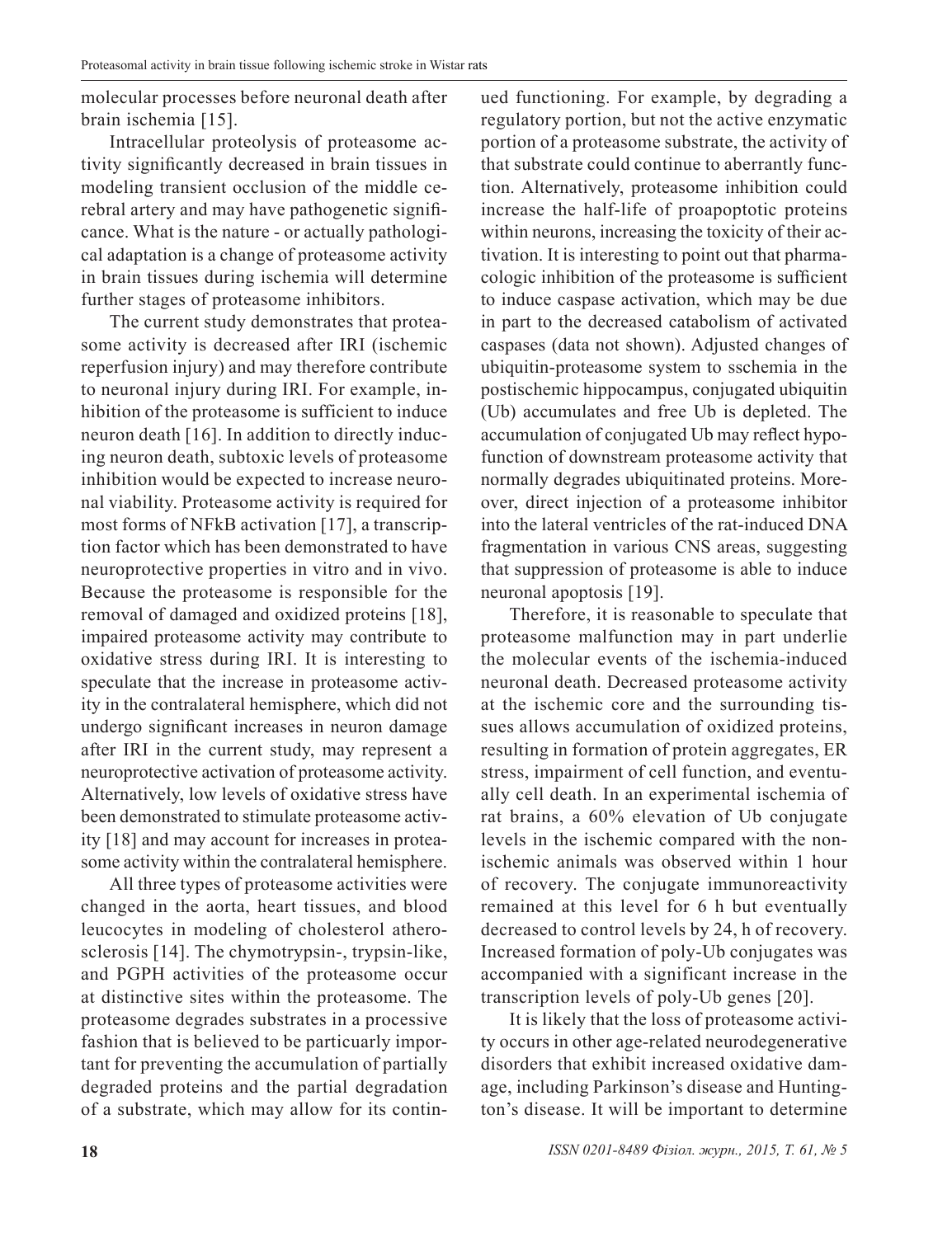molecular processes before neuronal death after brain ischemia [15].

Intracellular proteolysis of proteasome activity significantly decreased in brain tissues in modeling transient occlusion of the middle cerebral artery and may have pathogenetic significance. What is the nature - or actually pathological adaptation is a change of proteasome activity in brain tissues during ischemia will determine further stages of proteasome inhibitors.

The current study demonstrates that proteasome activity is decreased after IRI (ischemic reperfusion injury) and may therefore contribute to neuronal injury during IRI. For example, inhibition of the proteasome is sufficient to induce neuron death [16]. In addition to directly inducing neuron death, subtoxic levels of proteasome inhibition would be expected to increase neuronal viability. Proteasome activity is required for most forms of NFkB activation [17], a transcription factor which has been demonstrated to have neuroprotective properties in vitro and in vivo. Because the proteasome is responsible for the removal of damaged and oxidized proteins [18], impaired proteasome activity may contribute to oxidative stress during IRI. It is interesting to speculate that the increase in proteasome activity in the contralateral hemisphere, which did not undergo significant increases in neuron damage after IRI in the current study, may represent a neuroprotective activation of proteasome activity. Alternatively, low levels of oxidative stress have been demonstrated to stimulate proteasome activity [18] and may account for increases in proteasome activity within the contralateral hemisphere.

All three types of proteasome activities were changed in the aorta, heart tissues, and blood leucocytes in modeling of cholesterol atherosclerosis [14]. The chymotrypsin-, trypsin-like, and PGPH activities of the proteasome occur at distinctive sites within the proteasome. The proteasome degrades substrates in a processive fashion that is believed to be particularly important for preventing the accumulation of partially degraded proteins and the partial degradation of a substrate, which may allow for its continued functioning. For example, by degrading a regulatory portion, but not the active enzymatic portion of a proteasome substrate, the activity of that substrate could continue to aberrantly function. Alternatively, proteasome inhibition could increase the half-life of proapoptotic proteins within neurons, increasing the toxicity of their activation. It is interesting to point out that pharmacologic inhibition of the proteasome is sufficient to induce caspase activation, which may be due in part to the decreased catabolism of activated caspases (data not shown). Adjusted changes of ubiquitin-proteasome system to sschemia in the postischemic hippocampus, conjugated ubiquitin (Ub) accumulates and free Ub is depleted. The accumulation of conjugated Ub may reflect hypofunction of downstream proteasome activity that normally degrades ubiquitinated proteins. Moreover, direct injection of a proteasome inhibitor into the lateral ventricles of the rat-induced DNA fragmentation in various CNS areas, suggesting that suppression of proteasome is able to induce neuronal apoptosis [19].

Therefore, it is reasonable to speculate that proteasome malfunction may in part underlie the molecular events of the ischemia-induced neuronal death. Decreased proteasome activity at the ischemic core and the surrounding tissues allows accumulation of oxidized proteins, resulting in formation of protein aggregates, ER stress, impairment of cell function, and eventually cell death. In an experimental ischemia of rat brains, a 60% elevation of Ub conjugate levels in the ischemic compared with the nonischemic animals was observed within 1 hour of recovery. The conjugate immunoreactivity remained at this level for 6 h but eventually decreased to control levels by 24, h of recovery. Increased formation of poly-Ub conjugates was accompanied with a significant increase in the transcription levels of poly-Ub genes [20].

It is likely that the loss of proteasome activity occurs in other age-related neurodegenerative disorders that exhibit increased oxidative damage, including Parkinson's disease and Huntington's disease. It will be important to determine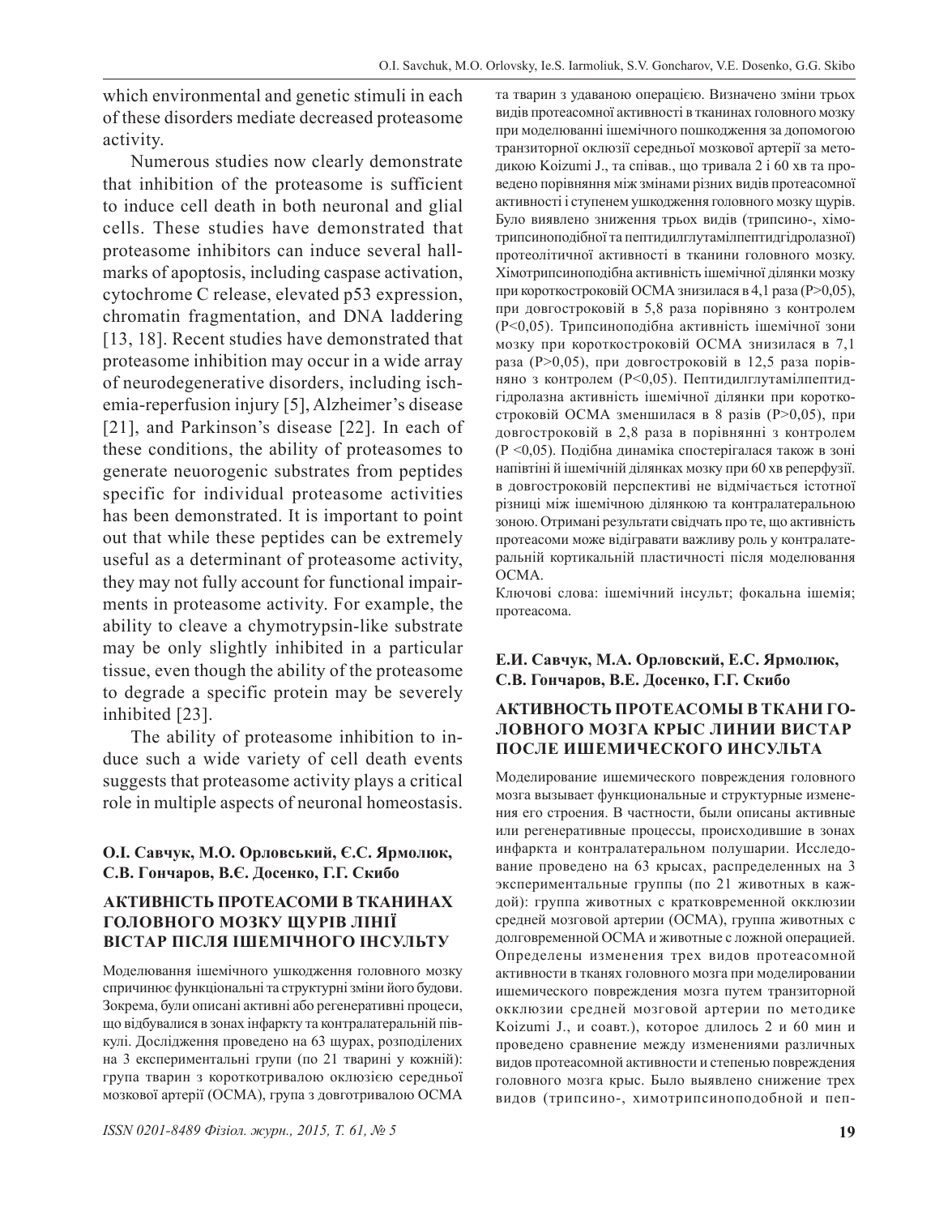which environmental and genetic stimuli in each of these disorders mediate decreased proteasome activity.

Numerous studies now clearly demonstrate that inhibition of the proteasome is sufficient to induce cell death in both neuronal and glial cells. These studies have demonstrated that proteasome inhibitors can induce several hallmarks of apoptosis, including caspase activation, cytochrome C release, elevated p53 expression, chromatin fragmentation, and DNA laddering [13, 18]. Recent studies have demonstrated that proteasome inhibition may occur in a wide array of neurodegenerative disorders, including ischemia-reperfusion injury [5], Alzheimer's disease [21], and Parkinson's disease [22]. In each of these conditions, the ability of proteasomes to generate neuorogenic substrates from peptides specific for individual proteasome activities has been demonstrated. It is important to point out that while these peptides can be extremely useful as a determinant of proteasome activity, they may not fully account for functional impairments in proteasome activity. For example, the ability to cleave a chymotrypsin-like substrate may be only slightly inhibited in a particular tissue, even though the ability of the proteasome to degrade a specific protein may be severely inhibited [23].

The ability of proteasome inhibition to induce such a wide variety of cell death events suggests that proteasome activity plays a critical role in multiple aspects of neuronal homeostasis.

**О.І. Савчук, М.О. Орловський, Є.С. Ярмолюк, С.В. Гончаров, В.Є. Досенко, Г.Г. Скибо**

### АКТИВНІСТЬ ПРОТЕАСОМИ В ТКАНИНАХ ГОЛОВНОГО МОЗКУ ЩУРІВ ЛІНІЇ ВІСТАР ПІСЛЯ ІШЕМІЧНОГО ІНСУЛЬТУ

Моделювання ішемічного ушкодження головного мозку спричинює функціональні та структурні зміни його будови. Зокрема, були описані активні або регенеративні процеси, що відбувалися в зонах інфаркту та контралатеральній півкулі. Дослідження проведено на 63 щурах, розподілених на 3 експериментальні групи (по 21 тварині у кожній): група тварин з короткотривалою оклюзією середньої мозкової артерії (ОСМА), група з довготривалою ОСМА та тварин з удаваною операцією. Визначено зміни трьох видів протеасомної активності в тканинах головного мозку при моделюванні ішемічного пошкодження за допомогою транзиторної оклюзії середньої мозкової артерії за методикою Koizumi J., та співав., що тривала 2 і 60 хв та проведено порівняння між змінами різних видів протеасомної активності і ступенем ушкодження головного мозку щурів. Було виявлено зниження трьох видів (трипсино-, хімотрипсиноподібної та пептидилглутамілпептидгідролазної) протеолітичної активності в тканини головного мозку. Хімотрипсиноподібна активність ішемічної ділянки мозку при короткостроковій ОСМА знизилася в 4,1 раза ($P>0,05$), при довгостроковій в 5,8 раза порівняно з контролем ($P<0,05$). Трипсиноподібна активність ішемічної зони мозку при короткостроковій ОСМА знизилася в 7,1 раза ($P>0,05$), при довгостроковій в 12,5 раза порівняно з контролем ($P<0,05$). Пептидилглутамілпептидгідролазна активність ішемічної ділянки при короткостроковій ОСМА зменшилася в 8 разів ($P>0,05$), при довгостроковій в 2,8 раза в порівнянні з контролем ($P <0,05$). Подібна динаміка спостерігалася також в зоні напівтіні й ішемічній ділянках мозку при 60 хв реперфузії. в довгостроковій перспективі не відмічається істотної різниці між ішемічною ділянкою та контралатеральною зоною. Отримані результати свідчать про те, що активність протеасоми може відігравати важливу роль у контралатеральній кортикальній пластичності після моделювання ОСМА.

Ключові слова: ішемічний інсульт; фокальна ішемія; протеасома.

**Е.И. Савчук, М.А. Орловский, Е.С. Ярмолюк, С.В. Гончаров, В.Е. Досенко, Г.Г. Скибо**

### АКТИВНОСТЬ ПРОТЕАСОМЫ В ТКАНИ ГОЛОВНОГО МОЗГА КРЫС ЛИНИИ ВИСТАР ПОСЛЕ ИШЕМИЧЕСКОГО ИНСУЛЬТА

Моделирование ишемического повреждения головного мозга вызывает функциональные и структурные изменения его строения. В частности, были описаны активные или регенеративные процессы, происходившие в зонах инфаркта и контралатеральном полушарии. Исследование проведено на 63 крысах, распределенных на 3 экспериментальные группы (по 21 животных в каждой): группа животных с кратковременной окклюзии средней мозговой артерии (ОСМА), группа животных с долговременной ОСМА и животные с ложной операцией. Определены изменения трех видов протеасомной активности в тканях головного мозга при моделировании ишемического повреждения мозга путем транзиторной окклюзии средней мозговой артерии по методике Koizumi J., и соавт.), которое длилось 2 и 60 мин и проведено сравнение между изменениями различных видов протеасомной активности и степенью повреждения головного мозга крыс. Было выявлено снижение трех видов (трипсино-, химотрипсиноподобной и пеп-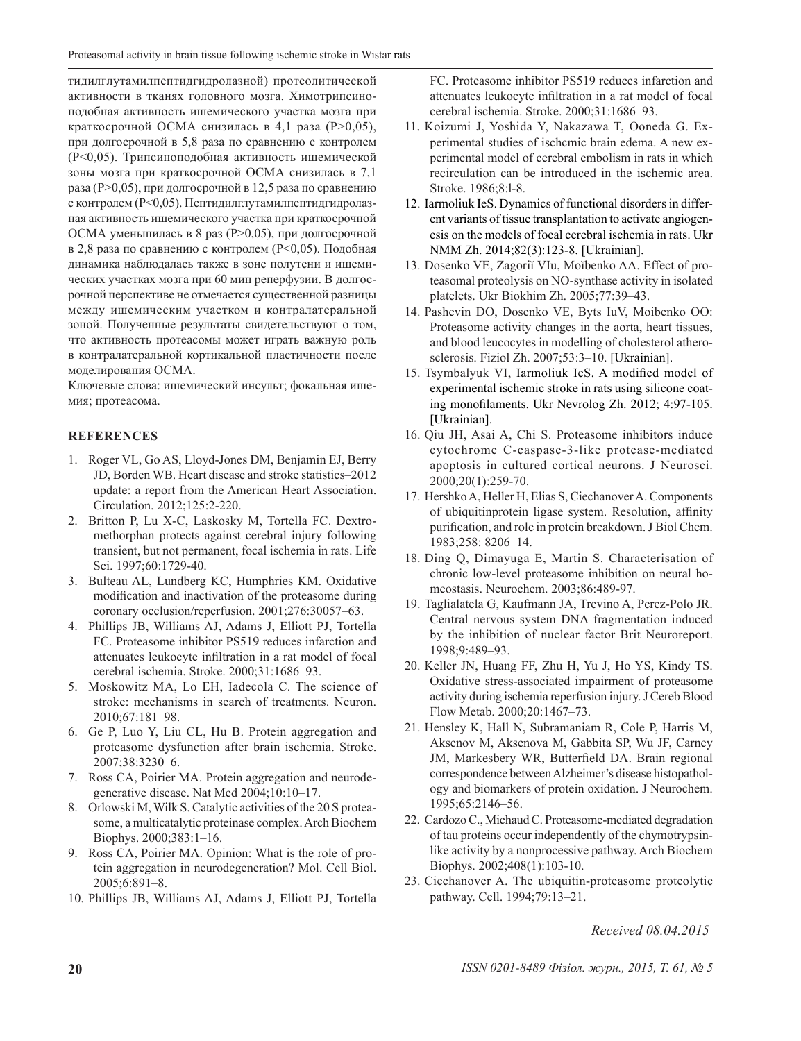тидилглутамилпептидгидролазной) протеолитической активности в тканях головного мозга. Химотрипсиноподобная активность ишемического участка мозга при краткосрочной ОСМА снизилась в 4,1 раза (P>0,05), при долгосрочной в 5,8 раза по сравнению с контролем (P<0,05). Трипсиноподобная активность ишемической зоны мозга при краткосрочной ОСМА снизилась в 7,1 раза (P>0,05), при долгосрочной в 12,5 раза по сравнению с контролем (P<0,05). Пептидилглутамилпептидгидролазная активность ишемического участка при краткосрочной ОСМА уменьшилась в 8 раз (P>0,05), при долгосрочной в 2,8 раза по сравнению с контролем (P<0,05). Подобная динамика наблюдалась также в зоне полутени и ишемических участках мозга при 60 мин реперфузии. В долгосрочной перспективе не отмечается существенной разницы между ишемическим участком и контралатеральной зоной. Полученные результаты свидетельствуют о том, что активность протеасомы может играть важную роль в контралатеральной кортикальной пластичности после моделирования ОСМА.

Ключевые слова: ишемический инсульт; фокальная ишемия; протеасома.

## REFERENCES

1. Roger VL, Go AS, Lloyd-Jones DM, Benjamin EJ, Berry JD, Borden WB. Heart disease and stroke statistics–2012 update: a report from the American Heart Association. Circulation. 2012;125:2-220.
2. Britton P, Lu X-C, Laskosky M, Tortella FC. Dextromethorphan protects against cerebral injury following transient, but not permanent, focal ischemia in rats. Life Sci. 1997;60:1729-40.
3. Bulteau AL, Lundberg KC, Humphries KM. Oxidative modification and inactivation of the proteasome during coronary occlusion/reperfusion. 2001;276:30057–63.
4. Phillips JB, Williams AJ, Adams J, Elliott PJ, Tortella FC. Proteasome inhibitor PS519 reduces infarction and attenuates leukocyte infiltration in a rat model of focal cerebral ischemia. Stroke. 2000;31:1686–93.
5. Moskowitz MA, Lo EH, Iadecola C. The science of stroke: mechanisms in search of treatments. Neuron. 2010;67:181–98.
6. Ge P, Luo Y, Liu CL, Hu B. Protein aggregation and proteasome dysfunction after brain ischemia. Stroke. 2007;38:3230–6.
7. Ross CA, Poirier MA. Protein aggregation and neurodegenerative disease. Nat Med 2004;10:10–17.
8. Orlowski M, Wilk S. Catalytic activities of the 20 S proteasome, a multicatalytic proteinase complex. Arch Biochem Biophys. 2000;383:1–16.
9. Ross CA, Poirier MA. Opinion: What is the role of protein aggregation in neurodegeneration? Mol. Cell Biol. 2005;6:891–8.
10. Phillips JB, Williams AJ, Adams J, Elliott PJ, Tortella FC. Proteasome inhibitor PS519 reduces infarction and attenuates leukocyte infiltration in a rat model of focal cerebral ischemia. Stroke. 2000;31:1686–93.
11. Koizumi J, Yoshida Y, Nakazawa T, Ooneda G. Experimental studies of ischcmic brain edema. A new experimental model of cerebral embolism in rats in which recirculation can be introduced in the ischemic area. Stroke. 1986;8:l-8.
12. Iarmoliuk IeS. Dynamics of functional disorders in different variants of tissue transplantation to activate angiogenesis on the models of focal cerebral ischemia in rats. Ukr NMM Zh. 2014;82(3):123-8. [Ukrainian].
13. Dosenko VE, Zagoriĭ VIu, Moĭbenko AA. Effect of proteasomal proteolysis on NO-synthase activity in isolated platelets. Ukr Biokhim Zh. 2005;77:39–43.
14. Pashevin DO, Dosenko VE, Byts IuV, Moibenko OO: Proteasome activity changes in the aorta, heart tissues, and blood leucocytes in modelling of cholesterol atherosclerosis. Fiziol Zh. 2007;53:3–10. [Ukrainian].
15. Tsymbalyuk VI, Iarmoliuk IeS. A modified model of experimental ischemic stroke in rats using silicone coating monofilaments. Ukr Nevrolog Zh. 2012; 4:97-105. [Ukrainian].
16. Qiu JH, Asai A, Chi S. Proteasome inhibitors induce cytochrome C-caspase-3-like protease-mediated apoptosis in cultured cortical neurons. J Neurosci. 2000;20(1):259-70.
17. Hershko A, Heller H, Elias S, Ciechanover A. Components of ubiquitinprotein ligase system. Resolution, affinity purification, and role in protein breakdown. J Biol Chem. 1983;258: 8206–14.
18. Ding Q, Dimayuga E, Martin S. Characterisation of chronic low-level proteasome inhibition on neural homeostasis. Neurochem. 2003;86:489-97.
19. Taglialatela G, Kaufmann JA, Trevino A, Perez-Polo JR. Central nervous system DNA fragmentation induced by the inhibition of nuclear factor Brit Neuroreport. 1998;9:489–93.
20. Keller JN, Huang FF, Zhu H, Yu J, Ho YS, Kindy TS. Oxidative stress-associated impairment of proteasome activity during ischemia reperfusion injury. J Cereb Blood Flow Metab. 2000;20:1467–73.
21. Hensley K, Hall N, Subramaniam R, Cole P, Harris M, Aksenov M, Aksenova M, Gabbita SP, Wu JF, Carney JM, Markesbery WR, Butterfield DA. Brain regional correspondence between Alzheimer's disease histopathology and biomarkers of protein oxidation. J Neurochem. 1995;65:2146–56.
22. Cardozo C., Michaud C. Proteasome-mediated degradation of tau proteins occur independently of the chymotrypsin-like activity by a nonprocessive pathway. Arch Biochem Biophys. 2002;408(1):103-10.
23. Ciechanover A. The ubiquitin-proteasome proteolytic pathway. Cell. 1994;79:13–21.

*Received 08.04.2015*